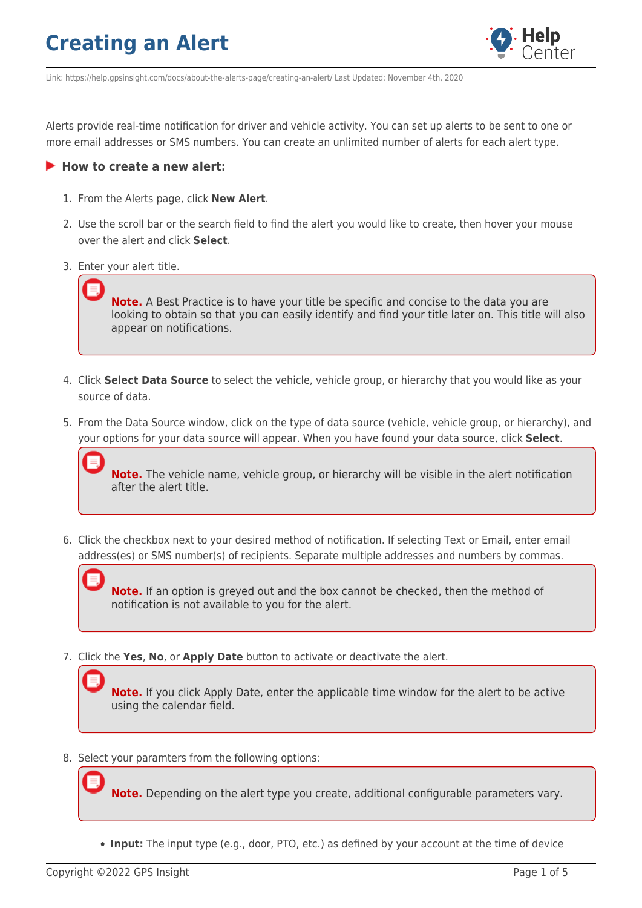# Creating an Alert

Link: https://help.gpsinsight.com/docs/about-the-alerts-page/creating-an-alert/ Last Updated: November 4th, 2020

Alerts provide real-time notification for driver and vehicle activity. You can set up alerts to be sent to one or more email addresses or SMS numbers. You can create an unlimited number of alerts for each alert type.

### How to create a new alert:

1. From the Alerts page, click **New Alert**.
2. Use the scroll bar or the search field to find the alert you would like to create, then hover your mouse over the alert and click **Select**.
3. Enter your alert title.

   > **Note.** A Best Practice is to have your title be specific and concise to the data you are looking to obtain so that you can easily identify and find your title later on. This title will also appear on notifications.

4. Click **Select Data Source** to select the vehicle, vehicle group, or hierarchy that you would like as your source of data.
5. From the Data Source window, click on the type of data source (vehicle, vehicle group, or hierarchy), and your options for your data source will appear. When you have found your data source, click **Select**.

   > **Note.** The vehicle name, vehicle group, or hierarchy will be visible in the alert notification after the alert title.

6. Click the checkbox next to your desired method of notification. If selecting Text or Email, enter email address(es) or SMS number(s) of recipients. Separate multiple addresses and numbers by commas.

   > **Note.** If an option is greyed out and the box cannot be checked, then the method of notification is not available to you for the alert.

7. Click the **Yes**, **No**, or **Apply Date** button to activate or deactivate the alert.

   > **Note.** If you click Apply Date, enter the applicable time window for the alert to be active using the calendar field.

8. Select your paramters from the following options:

   > **Note.** Depending on the alert type you create, additional configurable parameters vary.

   - **Input:** The input type (e.g., door, PTO, etc.) as defined by your account at the time of device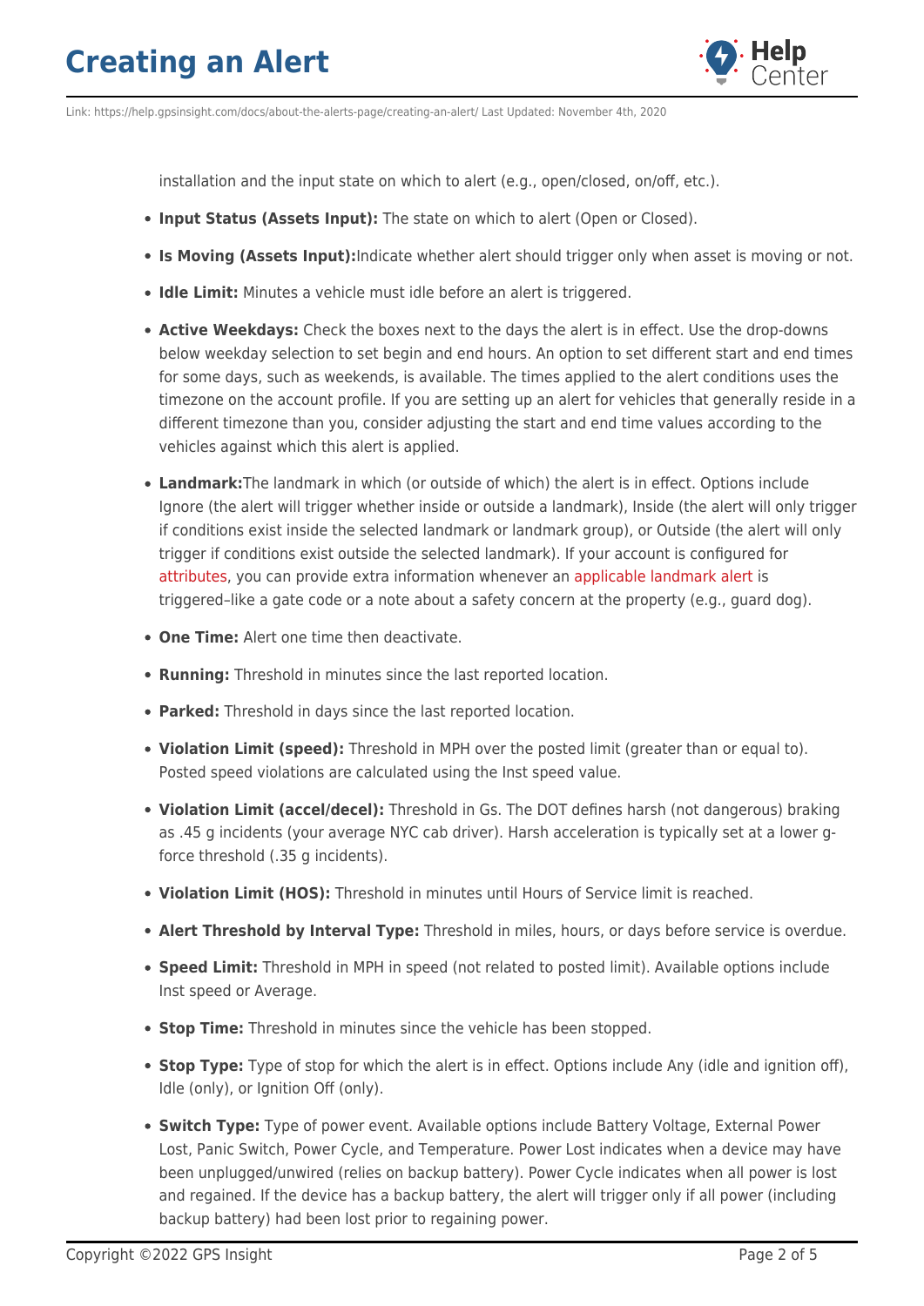installation and the input state on which to alert (e.g., open/closed, on/off, etc.).

- **Input Status (Assets Input):** The state on which to alert (Open or Closed).
- **Is Moving (Assets Input):**Indicate whether alert should trigger only when asset is moving or not.
- **Idle Limit:** Minutes a vehicle must idle before an alert is triggered.
- **Active Weekdays:** Check the boxes next to the days the alert is in effect. Use the drop-downs below weekday selection to set begin and end hours. An option to set different start and end times for some days, such as weekends, is available. The times applied to the alert conditions uses the timezone on the account profile. If you are setting up an alert for vehicles that generally reside in a different timezone than you, consider adjusting the start and end time values according to the vehicles against which this alert is applied.
- **Landmark:**The landmark in which (or outside of which) the alert is in effect. Options include Ignore (the alert will trigger whether inside or outside a landmark), Inside (the alert will only trigger if conditions exist inside the selected landmark or landmark group), or Outside (the alert will only trigger if conditions exist outside the selected landmark). If your account is configured for attributes, you can provide extra information whenever an applicable landmark alert is triggered–like a gate code or a note about a safety concern at the property (e.g., guard dog).
- **One Time:** Alert one time then deactivate.
- **Running:** Threshold in minutes since the last reported location.
- **Parked:** Threshold in days since the last reported location.
- **Violation Limit (speed):** Threshold in MPH over the posted limit (greater than or equal to). Posted speed violations are calculated using the Inst speed value.
- **Violation Limit (accel/decel):** Threshold in Gs. The DOT defines harsh (not dangerous) braking as .45 g incidents (your average NYC cab driver). Harsh acceleration is typically set at a lower g-force threshold (.35 g incidents).
- **Violation Limit (HOS):** Threshold in minutes until Hours of Service limit is reached.
- **Alert Threshold by Interval Type:** Threshold in miles, hours, or days before service is overdue.
- **Speed Limit:** Threshold in MPH in speed (not related to posted limit). Available options include Inst speed or Average.
- **Stop Time:** Threshold in minutes since the vehicle has been stopped.
- **Stop Type:** Type of stop for which the alert is in effect. Options include Any (idle and ignition off), Idle (only), or Ignition Off (only).
- **Switch Type:** Type of power event. Available options include Battery Voltage, External Power Lost, Panic Switch, Power Cycle, and Temperature. Power Lost indicates when a device may have been unplugged/unwired (relies on backup battery). Power Cycle indicates when all power is lost and regained. If the device has a backup battery, the alert will trigger only if all power (including backup battery) had been lost prior to regaining power.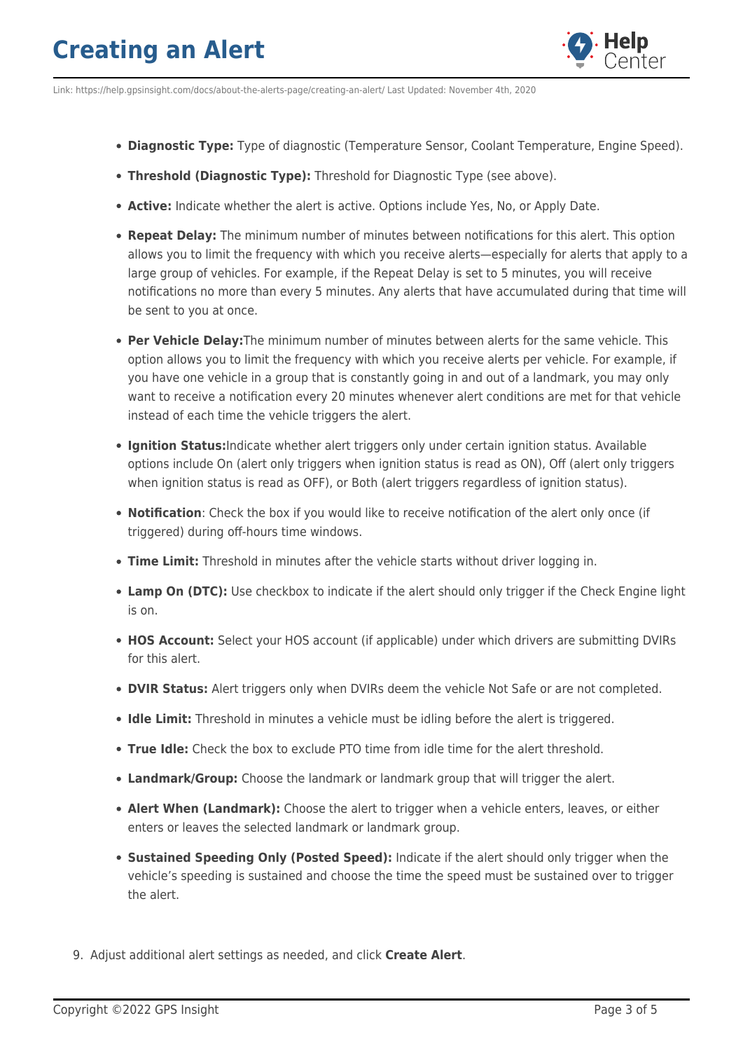- **Diagnostic Type:** Type of diagnostic (Temperature Sensor, Coolant Temperature, Engine Speed).
- **Threshold (Diagnostic Type):** Threshold for Diagnostic Type (see above).
- **Active:** Indicate whether the alert is active. Options include Yes, No, or Apply Date.
- **Repeat Delay:** The minimum number of minutes between notifications for this alert. This option allows you to limit the frequency with which you receive alerts—especially for alerts that apply to a large group of vehicles. For example, if the Repeat Delay is set to 5 minutes, you will receive notifications no more than every 5 minutes. Any alerts that have accumulated during that time will be sent to you at once.
- **Per Vehicle Delay:**The minimum number of minutes between alerts for the same vehicle. This option allows you to limit the frequency with which you receive alerts per vehicle. For example, if you have one vehicle in a group that is constantly going in and out of a landmark, you may only want to receive a notification every 20 minutes whenever alert conditions are met for that vehicle instead of each time the vehicle triggers the alert.
- **Ignition Status:**Indicate whether alert triggers only under certain ignition status. Available options include On (alert only triggers when ignition status is read as ON), Off (alert only triggers when ignition status is read as OFF), or Both (alert triggers regardless of ignition status).
- **Notification**: Check the box if you would like to receive notification of the alert only once (if triggered) during off-hours time windows.
- **Time Limit:** Threshold in minutes after the vehicle starts without driver logging in.
- **Lamp On (DTC):** Use checkbox to indicate if the alert should only trigger if the Check Engine light is on.
- **HOS Account:** Select your HOS account (if applicable) under which drivers are submitting DVIRs for this alert.
- **DVIR Status:** Alert triggers only when DVIRs deem the vehicle Not Safe or are not completed.
- **Idle Limit:** Threshold in minutes a vehicle must be idling before the alert is triggered.
- **True Idle:** Check the box to exclude PTO time from idle time for the alert threshold.
- **Landmark/Group:** Choose the landmark or landmark group that will trigger the alert.
- **Alert When (Landmark):** Choose the alert to trigger when a vehicle enters, leaves, or either enters or leaves the selected landmark or landmark group.
- **Sustained Speeding Only (Posted Speed):** Indicate if the alert should only trigger when the vehicle's speeding is sustained and choose the time the speed must be sustained over to trigger the alert.

9. Adjust additional alert settings as needed, and click **Create Alert**.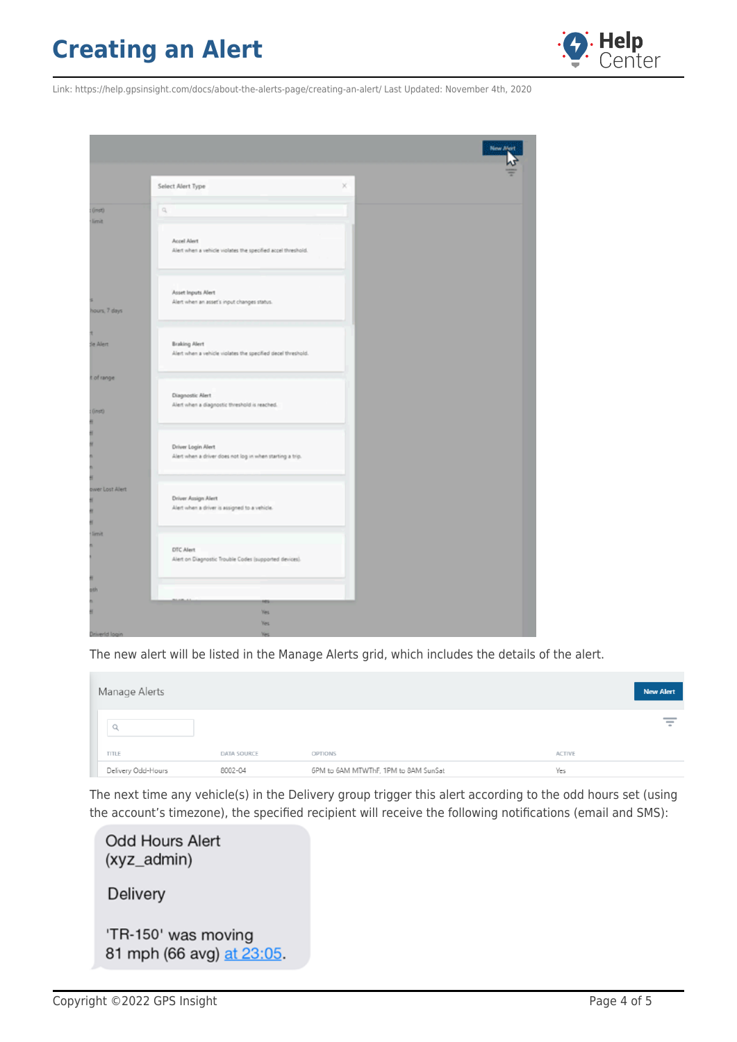The new alert will be listed in the Manage Alerts grid, which includes the details of the alert.

The next time any vehicle(s) in the Delivery group trigger this alert according to the odd hours set (using the account's timezone), the specified recipient will receive the following notifications (email and SMS):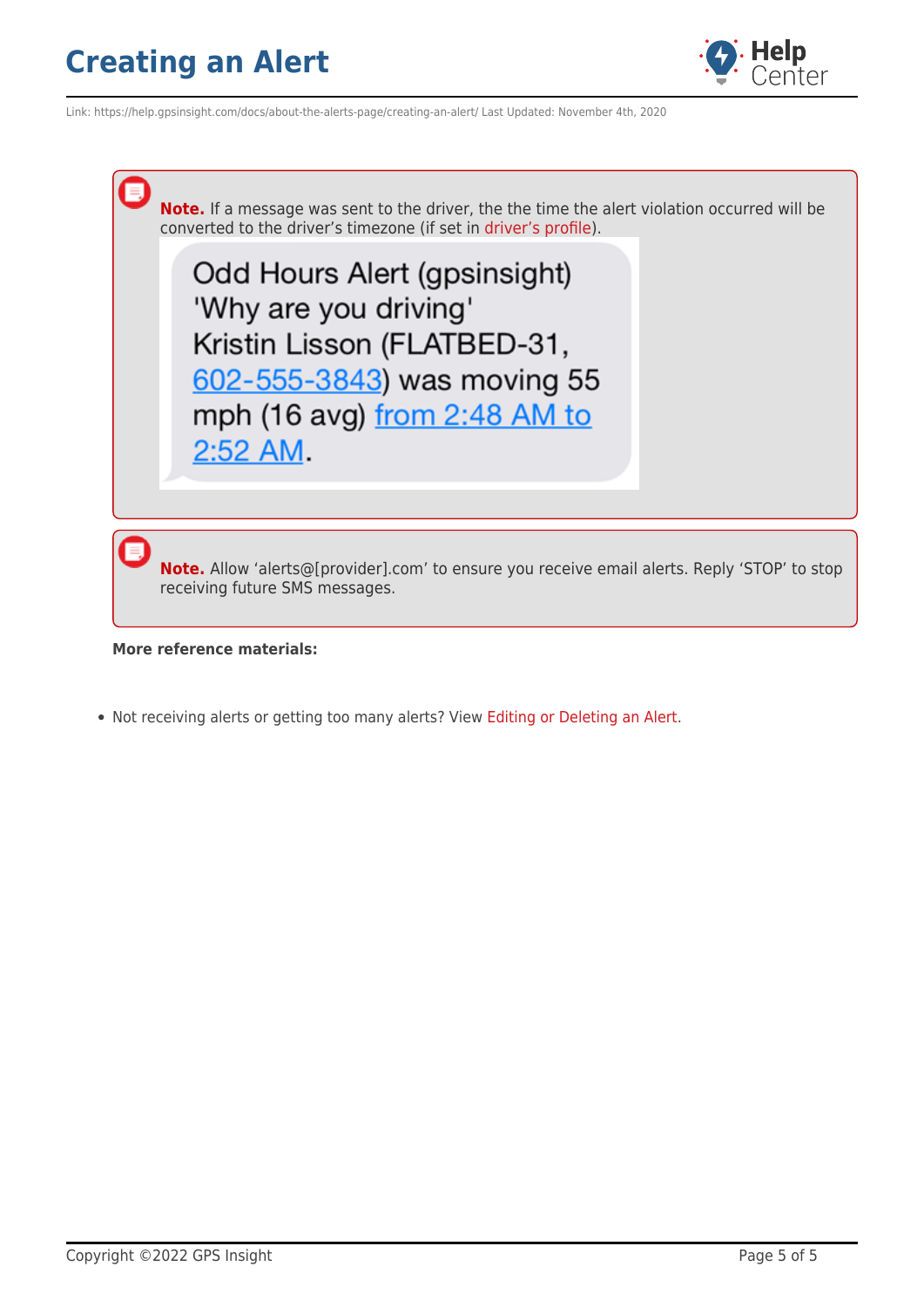**Note.** If a message was sent to the driver, the the time the alert violation occurred will be converted to the driver's timezone (if set in driver's profile).

Odd Hours Alert (gpsinsight)
'Why are you driving'
Kristin Lisson (FLATBED-31, 602-555-3843) was moving 55 mph (16 avg) from 2:48 AM to 2:52 AM.

**Note.** Allow 'alerts@[provider].com' to ensure you receive email alerts. Reply 'STOP' to stop receiving future SMS messages.

**More reference materials:**

- Not receiving alerts or getting too many alerts? View Editing or Deleting an Alert.